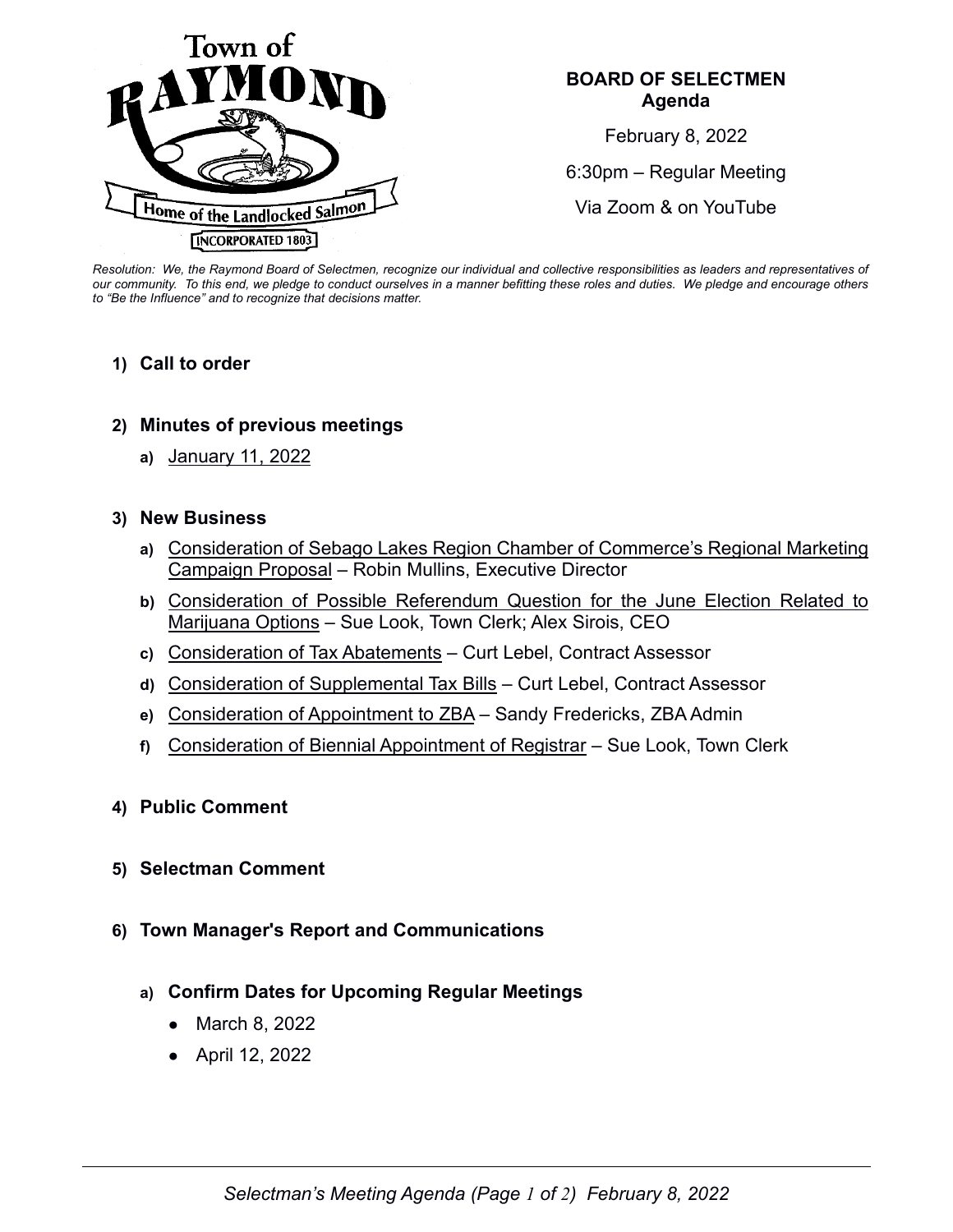Town of RAYMOND

Home of the Landlocked Salmon

INCORPORATED 1803

**BOARD OF SELECTMEN**
**Agenda**

February 8, 2022

6:30pm – Regular Meeting

Via Zoom & on YouTube

*Resolution: We, the Raymond Board of Selectmen, recognize our individual and collective responsibilities as leaders and representatives of our community. To this end, we pledge to conduct ourselves in a manner befitting these roles and duties. We pledge and encourage others to "Be the Influence" and to recognize that decisions matter.*

1) **Call to order**

2) **Minutes of previous meetings**
   a) January 11, 2022

3) **New Business**
   a) Consideration of Sebago Lakes Region Chamber of Commerce's Regional Marketing Campaign Proposal – Robin Mullins, Executive Director
   b) Consideration of Possible Referendum Question for the June Election Related to Marijuana Options – Sue Look, Town Clerk; Alex Sirois, CEO
   c) Consideration of Tax Abatements – Curt Lebel, Contract Assessor
   d) Consideration of Supplemental Tax Bills – Curt Lebel, Contract Assessor
   e) Consideration of Appointment to ZBA – Sandy Fredericks, ZBA Admin
   f) Consideration of Biennial Appointment of Registrar – Sue Look, Town Clerk

4) **Public Comment**

5) **Selectman Comment**

6) **Town Manager's Report and Communications**
   a) **Confirm Dates for Upcoming Regular Meetings**
      - March 8, 2022
      - April 12, 2022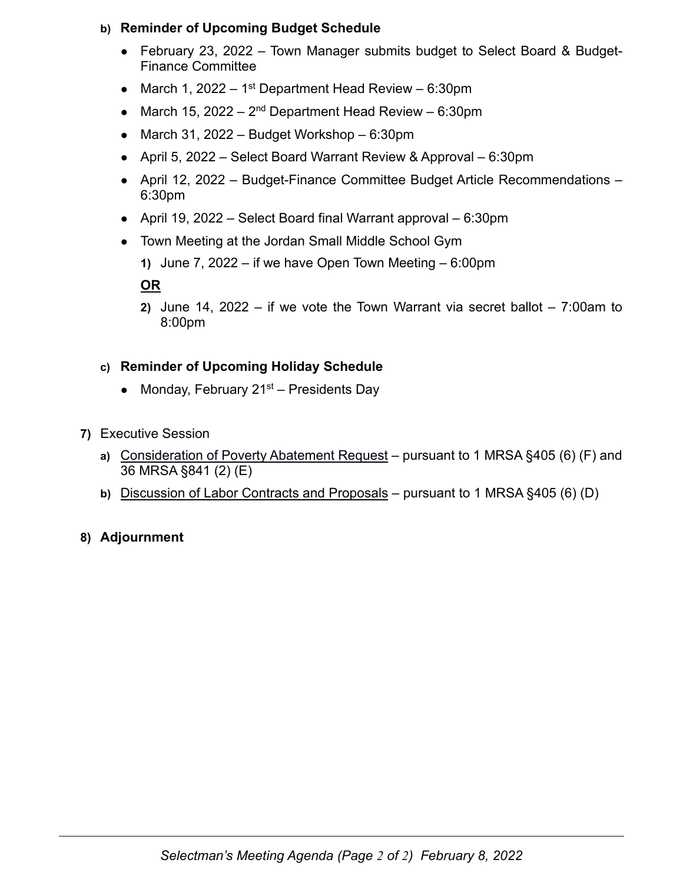b) **Reminder of Upcoming Budget Schedule**

- February 23, 2022 – Town Manager submits budget to Select Board & Budget-Finance Committee
- March 1, 2022 – 1st Department Head Review – 6:30pm
- March 15, 2022 – 2nd Department Head Review – 6:30pm
- March 31, 2022 – Budget Workshop – 6:30pm
- April 5, 2022 – Select Board Warrant Review & Approval – 6:30pm
- April 12, 2022 – Budget-Finance Committee Budget Article Recommendations – 6:30pm
- April 19, 2022 – Select Board final Warrant approval – 6:30pm
- Town Meeting at the Jordan Small Middle School Gym
  1) June 7, 2022 – if we have Open Town Meeting – 6:00pm

  **OR**

  2) June 14, 2022 – if we vote the Town Warrant via secret ballot – 7:00am to 8:00pm

c) **Reminder of Upcoming Holiday Schedule**

- Monday, February 21st – Presidents Day

7) Executive Session

a) Consideration of Poverty Abatement Request – pursuant to 1 MRSA §405 (6) (F) and 36 MRSA §841 (2) (E)

b) Discussion of Labor Contracts and Proposals – pursuant to 1 MRSA §405 (6) (D)

8) **Adjournment**